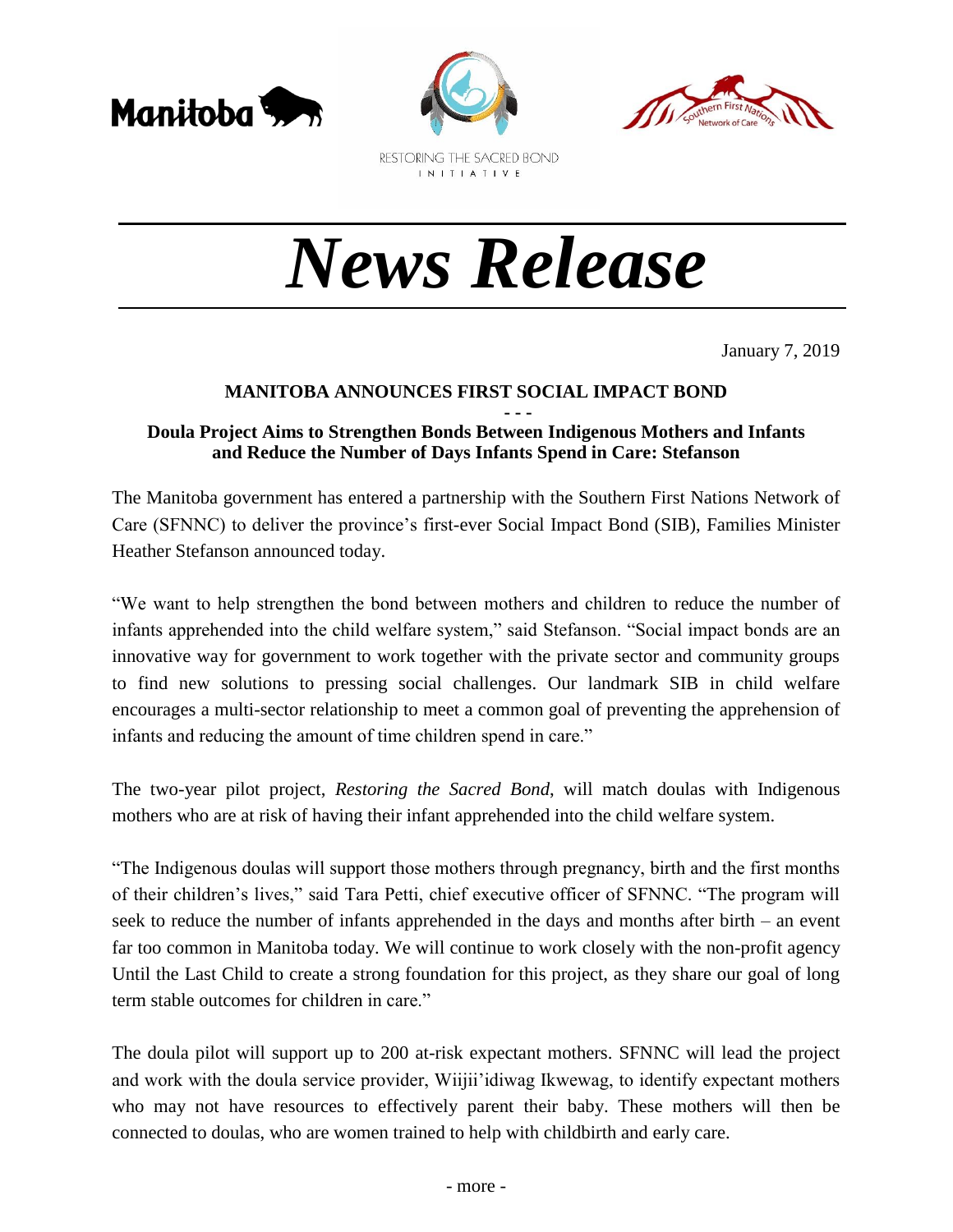Manitoba

RESTORING THE SACRED BOND INITIATIVE

Southern First Nations Network of Care

# *News Release*

January 7, 2019

**MANITOBA ANNOUNCES FIRST SOCIAL IMPACT BOND**

**- - -**

**Doula Project Aims to Strengthen Bonds Between Indigenous Mothers and Infants and Reduce the Number of Days Infants Spend in Care: Stefanson**

The Manitoba government has entered a partnership with the Southern First Nations Network of Care (SFNNC) to deliver the province's first-ever Social Impact Bond (SIB), Families Minister Heather Stefanson announced today.

"We want to help strengthen the bond between mothers and children to reduce the number of infants apprehended into the child welfare system," said Stefanson. "Social impact bonds are an innovative way for government to work together with the private sector and community groups to find new solutions to pressing social challenges. Our landmark SIB in child welfare encourages a multi-sector relationship to meet a common goal of preventing the apprehension of infants and reducing the amount of time children spend in care."

The two-year pilot project, *Restoring the Sacred Bond*, will match doulas with Indigenous mothers who are at risk of having their infant apprehended into the child welfare system.

"The Indigenous doulas will support those mothers through pregnancy, birth and the first months of their children's lives," said Tara Petti, chief executive officer of SFNNC. "The program will seek to reduce the number of infants apprehended in the days and months after birth – an event far too common in Manitoba today. We will continue to work closely with the non-profit agency Until the Last Child to create a strong foundation for this project, as they share our goal of long term stable outcomes for children in care."

The doula pilot will support up to 200 at-risk expectant mothers. SFNNC will lead the project and work with the doula service provider, Wiijii'idiwag Ikwewag, to identify expectant mothers who may not have resources to effectively parent their baby. These mothers will then be connected to doulas, who are women trained to help with childbirth and early care.

- more -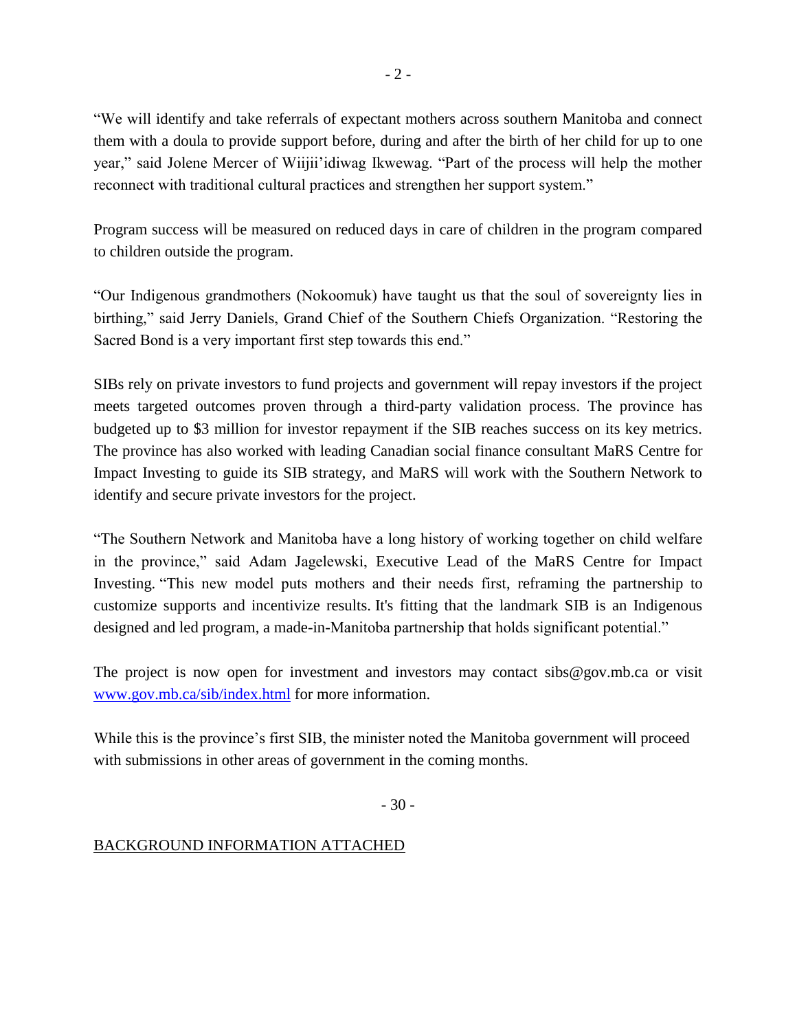"We will identify and take referrals of expectant mothers across southern Manitoba and connect them with a doula to provide support before, during and after the birth of her child for up to one year," said Jolene Mercer of Wiijii'idiwag Ikwewag. "Part of the process will help the mother reconnect with traditional cultural practices and strengthen her support system."

Program success will be measured on reduced days in care of children in the program compared to children outside the program.

"Our Indigenous grandmothers (Nokoomuk) have taught us that the soul of sovereignty lies in birthing," said Jerry Daniels, Grand Chief of the Southern Chiefs Organization. "Restoring the Sacred Bond is a very important first step towards this end."

SIBs rely on private investors to fund projects and government will repay investors if the project meets targeted outcomes proven through a third-party validation process. The province has budgeted up to $3 million for investor repayment if the SIB reaches success on its key metrics. The province has also worked with leading Canadian social finance consultant MaRS Centre for Impact Investing to guide its SIB strategy, and MaRS will work with the Southern Network to identify and secure private investors for the project.

"The Southern Network and Manitoba have a long history of working together on child welfare in the province," said Adam Jagelewski, Executive Lead of the MaRS Centre for Impact Investing. "This new model puts mothers and their needs first, reframing the partnership to customize supports and incentivize results. It's fitting that the landmark SIB is an Indigenous designed and led program, a made-in-Manitoba partnership that holds significant potential."

The project is now open for investment and investors may contact sibs@gov.mb.ca or visit [www.gov.mb.ca/sib/index.html](www.gov.mb.ca/sib/index.html) for more information.

While this is the province's first SIB, the minister noted the Manitoba government will proceed with submissions in other areas of government in the coming months.

\- 30 -

BACKGROUND INFORMATION ATTACHED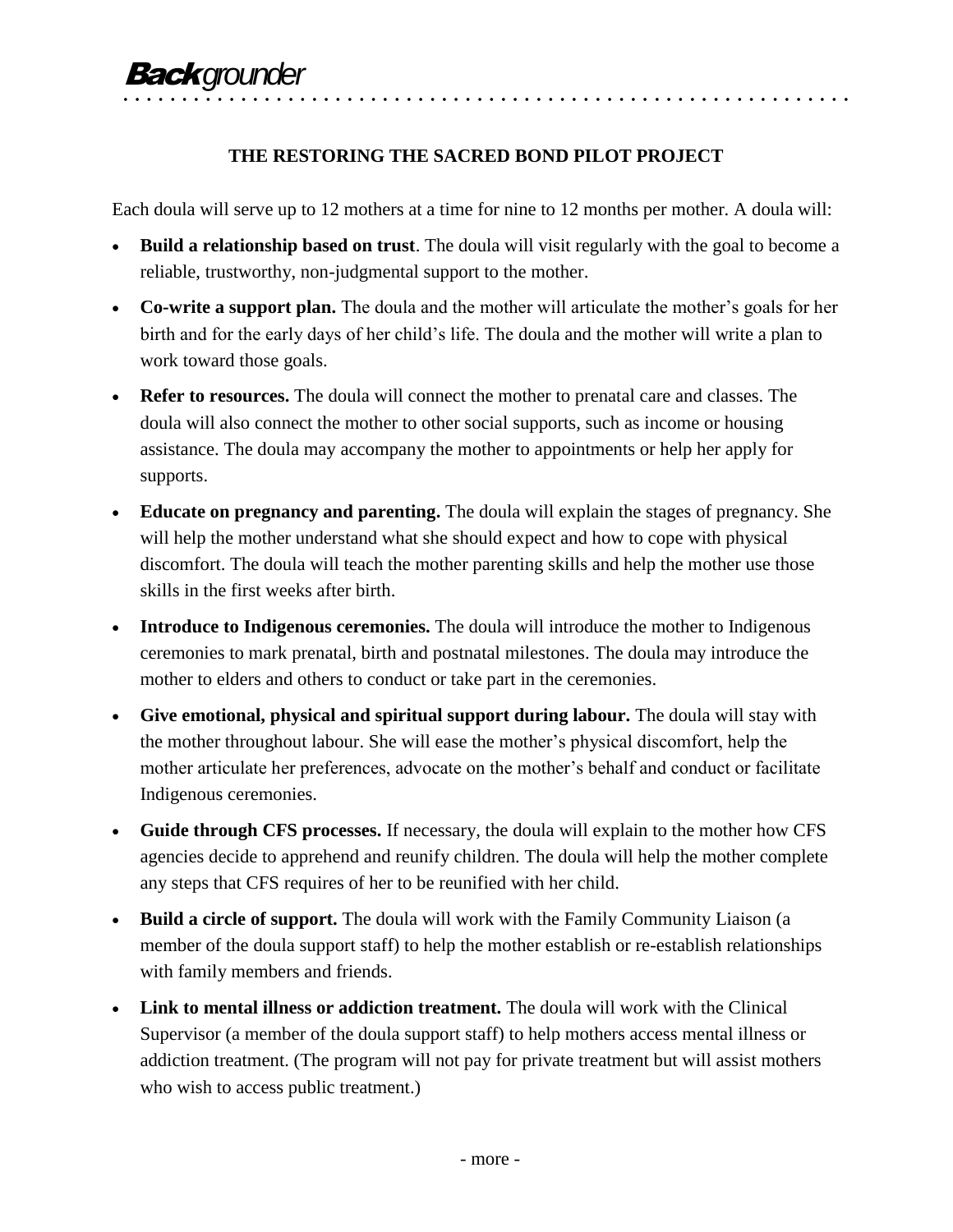**Back**grounder

## THE RESTORING THE SACRED BOND PILOT PROJECT

Each doula will serve up to 12 mothers at a time for nine to 12 months per mother. A doula will:

- **Build a relationship based on trust**. The doula will visit regularly with the goal to become a reliable, trustworthy, non-judgmental support to the mother.
- **Co-write a support plan.** The doula and the mother will articulate the mother's goals for her birth and for the early days of her child's life. The doula and the mother will write a plan to work toward those goals.
- **Refer to resources.** The doula will connect the mother to prenatal care and classes. The doula will also connect the mother to other social supports, such as income or housing assistance. The doula may accompany the mother to appointments or help her apply for supports.
- **Educate on pregnancy and parenting.** The doula will explain the stages of pregnancy. She will help the mother understand what she should expect and how to cope with physical discomfort. The doula will teach the mother parenting skills and help the mother use those skills in the first weeks after birth.
- **Introduce to Indigenous ceremonies.** The doula will introduce the mother to Indigenous ceremonies to mark prenatal, birth and postnatal milestones. The doula may introduce the mother to elders and others to conduct or take part in the ceremonies.
- **Give emotional, physical and spiritual support during labour.** The doula will stay with the mother throughout labour. She will ease the mother's physical discomfort, help the mother articulate her preferences, advocate on the mother's behalf and conduct or facilitate Indigenous ceremonies.
- **Guide through CFS processes.** If necessary, the doula will explain to the mother how CFS agencies decide to apprehend and reunify children. The doula will help the mother complete any steps that CFS requires of her to be reunified with her child.
- **Build a circle of support.** The doula will work with the Family Community Liaison (a member of the doula support staff) to help the mother establish or re-establish relationships with family members and friends.
- **Link to mental illness or addiction treatment.** The doula will work with the Clinical Supervisor (a member of the doula support staff) to help mothers access mental illness or addiction treatment. (The program will not pay for private treatment but will assist mothers who wish to access public treatment.)

- more -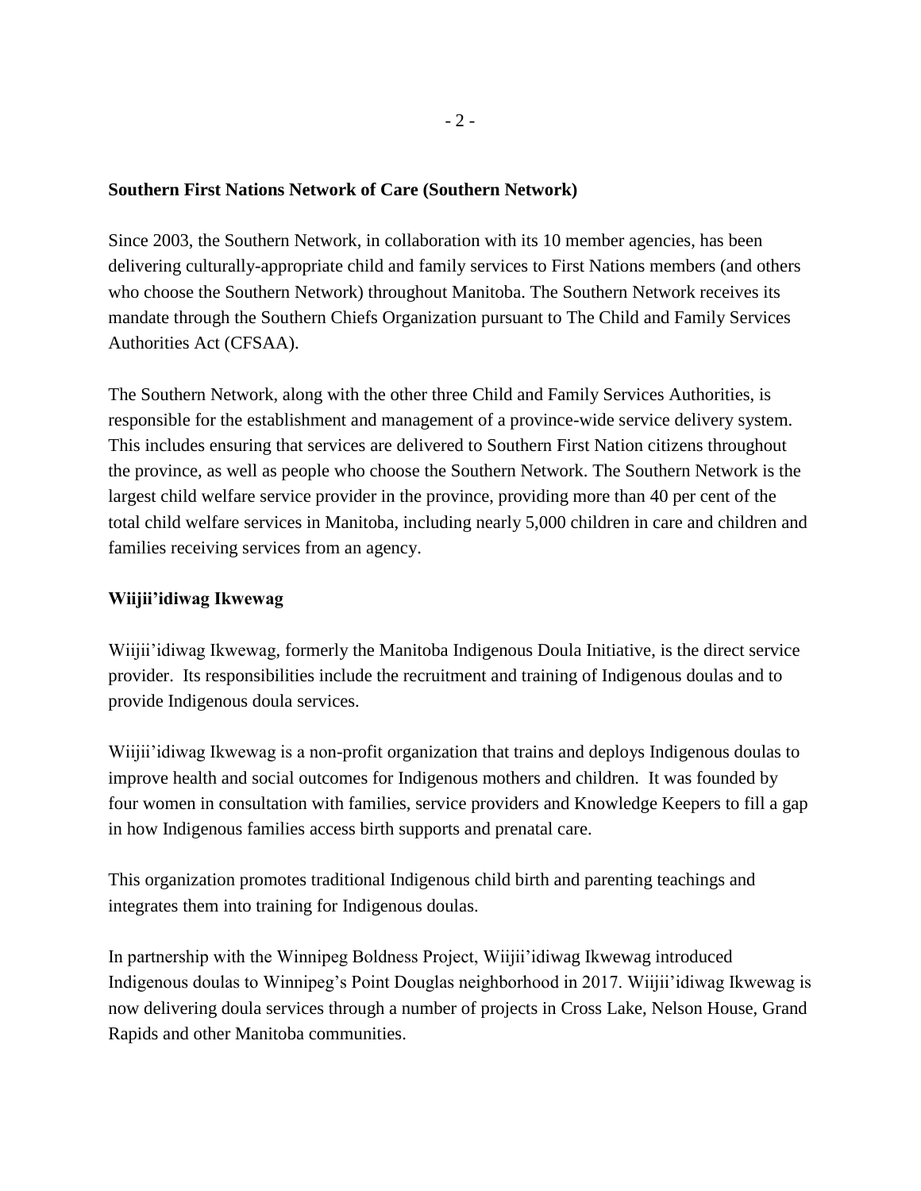**Southern First Nations Network of Care (Southern Network)**

Since 2003, the Southern Network, in collaboration with its 10 member agencies, has been delivering culturally-appropriate child and family services to First Nations members (and others who choose the Southern Network) throughout Manitoba. The Southern Network receives its mandate through the Southern Chiefs Organization pursuant to The Child and Family Services Authorities Act (CFSAA).

The Southern Network, along with the other three Child and Family Services Authorities, is responsible for the establishment and management of a province-wide service delivery system. This includes ensuring that services are delivered to Southern First Nation citizens throughout the province, as well as people who choose the Southern Network. The Southern Network is the largest child welfare service provider in the province, providing more than 40 per cent of the total child welfare services in Manitoba, including nearly 5,000 children in care and children and families receiving services from an agency.

**Wiijii'idiwag Ikwewag**

Wiijii'idiwag Ikwewag, formerly the Manitoba Indigenous Doula Initiative, is the direct service provider. Its responsibilities include the recruitment and training of Indigenous doulas and to provide Indigenous doula services.

Wiijii'idiwag Ikwewag is a non-profit organization that trains and deploys Indigenous doulas to improve health and social outcomes for Indigenous mothers and children. It was founded by four women in consultation with families, service providers and Knowledge Keepers to fill a gap in how Indigenous families access birth supports and prenatal care.

This organization promotes traditional Indigenous child birth and parenting teachings and integrates them into training for Indigenous doulas.

In partnership with the Winnipeg Boldness Project, Wiijii'idiwag Ikwewag introduced Indigenous doulas to Winnipeg's Point Douglas neighborhood in 2017. Wiijii'idiwag Ikwewag is now delivering doula services through a number of projects in Cross Lake, Nelson House, Grand Rapids and other Manitoba communities.